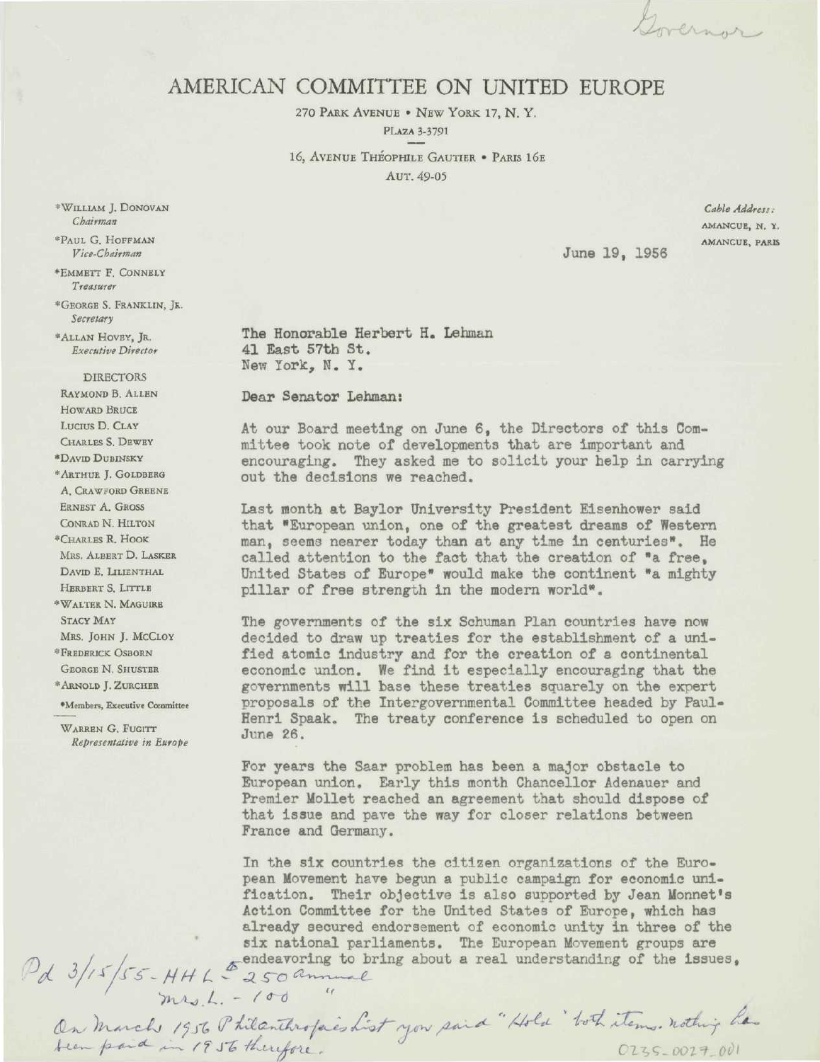Governor

# AMERICAN COMMITTEE ON UNITED EUROPE

270 PARK AVENUE • NEW YORK 17, N. Y.
PLAZA 3-3791

16, AVENUE THÉOPHILE GAUTIER • PARIS 16E
AUT. 49-05

*WILLIAM J. DONOVAN *Chairman*
*PAUL G. HOFFMAN *Vice-Chairman*
*EMMETT F. CONNELY *Treasurer*
*GEORGE S. FRANKLIN, JR. *Secretary*
*ALLAN HOVEY, JR. *Executive Director*

DIRECTORS
RAYMOND B. ALLEN
HOWARD BRUCE
LUCIUS D. CLAY
CHARLES S. DEWEY
*DAVID DUBINSKY
*ARTHUR J. GOLDBERG
A. CRAWFORD GREENE
ERNEST A. GROSS
CONRAD N. HILTON
*CHARLES R. HOOK
MRS. ALBERT D. LASKER
DAVID E. LILIENTHAL
HERBERT S. LITTLE
*WALTER N. MAGUIRE
STACY MAY
MRS. JOHN J. MCCLOY
*FREDERICK OSBORN
GEORGE N. SHUSTER
*ARNOLD J. ZURCHER

*Members, Executive Committee

WARREN G. FUGITT *Representative in Europe*

*Cable Address:*
AMANCUE, N. Y.
AMANCUE, PARIS

June 19, 1956

The Honorable Herbert H. Lehman
41 East 57th St.
New York, N. Y.

Dear Senator Lehman:

At our Board meeting on June 6, the Directors of this Committee took note of developments that are important and encouraging. They asked me to solicit your help in carrying out the decisions we reached.

Last month at Baylor University President Eisenhower said that "European union, one of the greatest dreams of Western man, seems nearer today than at any time in centuries". He called attention to the fact that the creation of "a free, United States of Europe" would make the continent "a mighty pillar of free strength in the modern world".

The governments of the six Schuman Plan countries have now decided to draw up treaties for the establishment of a unified atomic industry and for the creation of a continental economic union. We find it especially encouraging that the governments will base these treaties squarely on the expert proposals of the Intergovernmental Committee headed by Paul-Henri Spaak. The treaty conference is scheduled to open on June 26.

For years the Saar problem has been a major obstacle to European union. Early this month Chancellor Adenauer and Premier Mollet reached an agreement that should dispose of that issue and pave the way for closer relations between France and Germany.

In the six countries the citizen organizations of the European Movement have begun a public campaign for economic unification. Their objective is also supported by Jean Monnet's Action Committee for the United States of Europe, which has already secured endorsement of economic unity in three of the six national parliaments. The European Movement groups are endeavoring to bring about a real understanding of the issues,

Pd 3/15/55 - HHL $250 annual
Mrs. L. - 100 "

On March 1956 Philanthropies List you said "Hold" both items. nothing has been paid in 1956 therefore.

0235_0027_001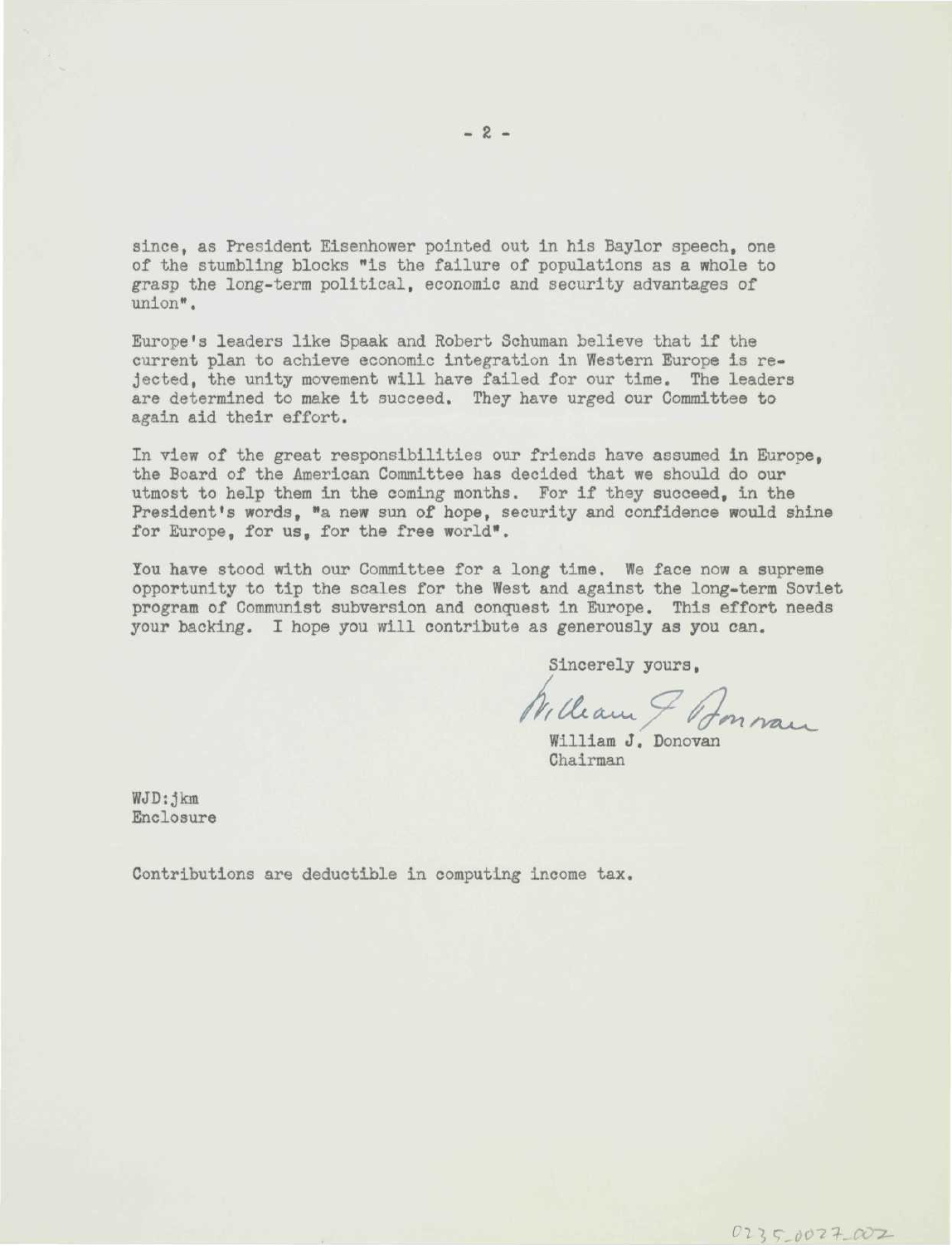since, as President Eisenhower pointed out in his Baylor speech, one of the stumbling blocks "is the failure of populations as a whole to grasp the long-term political, economic and security advantages of union".

Europe's leaders like Spaak and Robert Schuman believe that if the current plan to achieve economic integration in Western Europe is rejected, the unity movement will have failed for our time. The leaders are determined to make it succeed. They have urged our Committee to again aid their effort.

In view of the great responsibilities our friends have assumed in Europe, the Board of the American Committee has decided that we should do our utmost to help them in the coming months. For if they succeed, in the President's words, "a new sun of hope, security and confidence would shine for Europe, for us, for the free world".

You have stood with our Committee for a long time. We face now a supreme opportunity to tip the scales for the West and against the long-term Soviet program of Communist subversion and conquest in Europe. This effort needs your backing. I hope you will contribute as generously as you can.

Sincerely yours,

William J. Donovan

William J. Donovan
Chairman

WJD:jkm
Enclosure

Contributions are deductible in computing income tax.

0235_0027_002